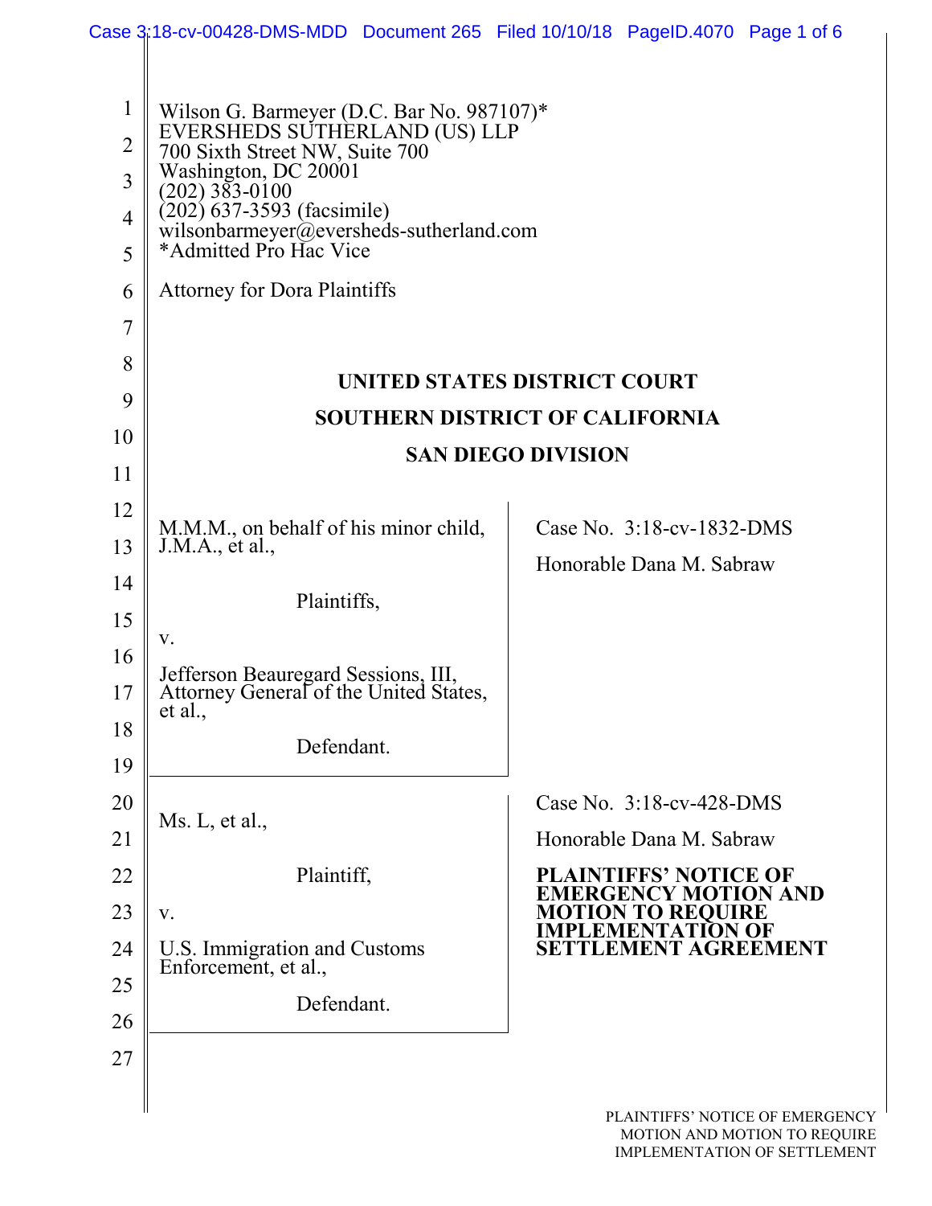Wilson G. Barmeyer (D.C. Bar No. 987107)*
EVERSHEDS SUTHERLAND (US) LLP
700 Sixth Street NW, Suite 700
Washington, DC 20001
(202) 383-0100
(202) 637-3593 (facsimile)
wilsonbarmeyer@eversheds-sutherland.com
*Admitted Pro Hac Vice

Attorney for Dora Plaintiffs

**UNITED STATES DISTRICT COURT**

**SOUTHERN DISTRICT OF CALIFORNIA**

**SAN DIEGO DIVISION**

| | |
|---|---|
| M.M.M., on behalf of his minor child, J.M.A., et al., <br><br> Plaintiffs, <br><br> v. <br><br> Jefferson Beauregard Sessions, III, Attorney General of the United States, et al., <br><br> Defendant. | Case No. 3:18-cv-1832-DMS <br><br> Honorable Dana M. Sabraw |
| Ms. L, et al., <br><br> Plaintiff, <br><br> v. <br><br> U.S. Immigration and Customs Enforcement, et al., <br><br> Defendant. | Case No. 3:18-cv-428-DMS <br><br> Honorable Dana M. Sabraw <br><br> **PLAINTIFFS' NOTICE OF EMERGENCY MOTION AND MOTION TO REQUIRE IMPLEMENTATION OF SETTLEMENT AGREEMENT** |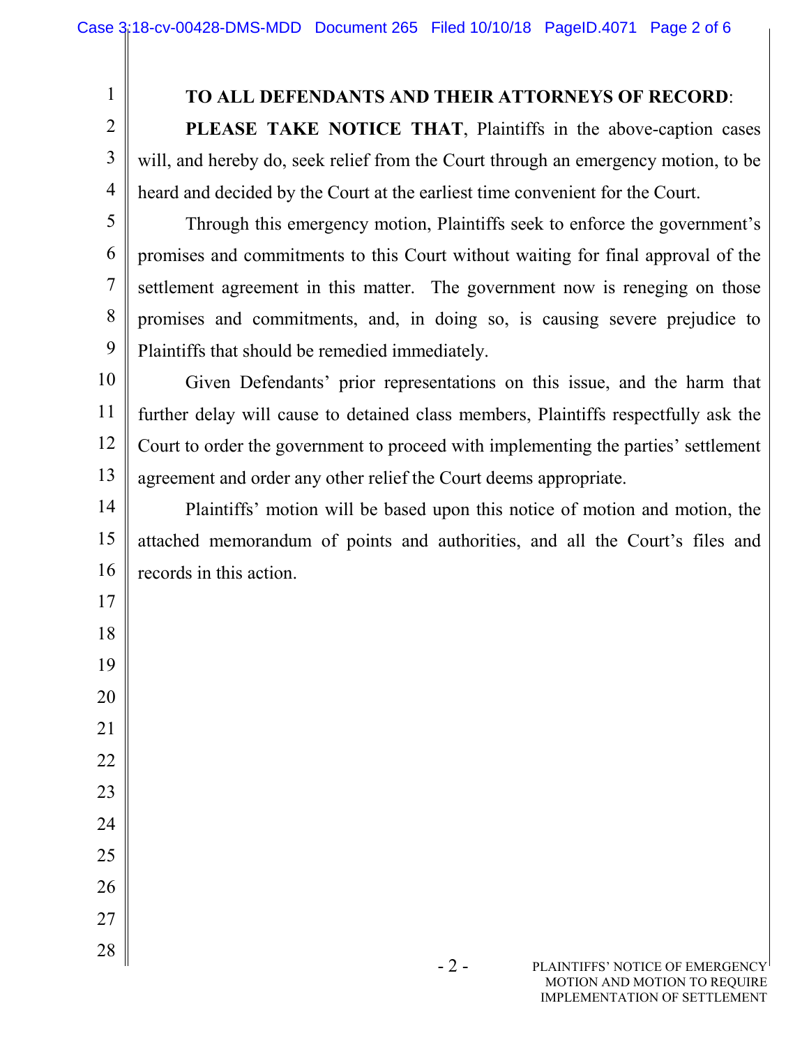**TO ALL DEFENDANTS AND THEIR ATTORNEYS OF RECORD**:

**PLEASE TAKE NOTICE THAT**, Plaintiffs in the above-caption cases will, and hereby do, seek relief from the Court through an emergency motion, to be heard and decided by the Court at the earliest time convenient for the Court.

Through this emergency motion, Plaintiffs seek to enforce the government's promises and commitments to this Court without waiting for final approval of the settlement agreement in this matter. The government now is reneging on those promises and commitments, and, in doing so, is causing severe prejudice to Plaintiffs that should be remedied immediately.

Given Defendants' prior representations on this issue, and the harm that further delay will cause to detained class members, Plaintiffs respectfully ask the Court to order the government to proceed with implementing the parties' settlement agreement and order any other relief the Court deems appropriate.

Plaintiffs' motion will be based upon this notice of motion and motion, the attached memorandum of points and authorities, and all the Court's files and records in this action.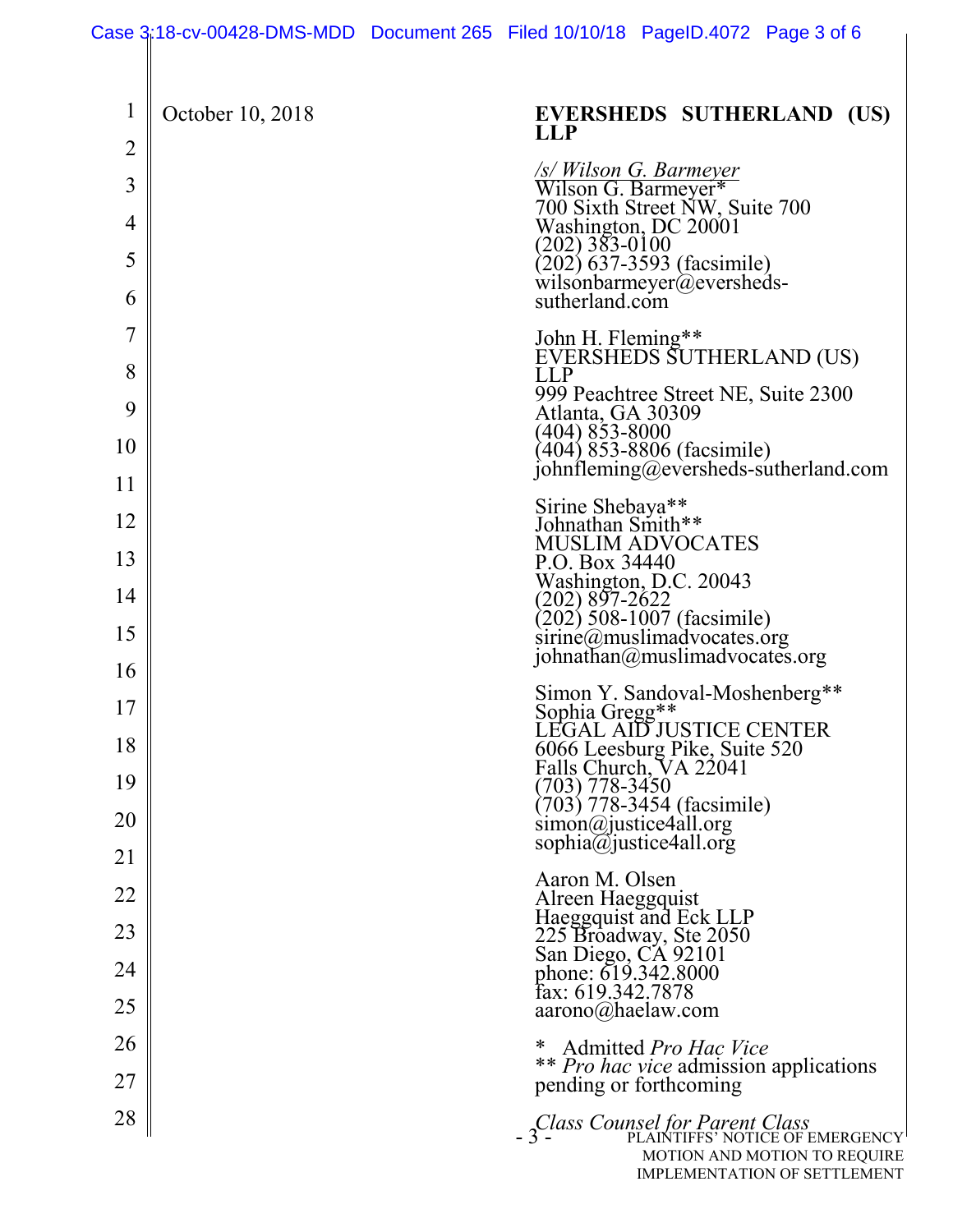October 10, 2018

**EVERSHEDS SUTHERLAND (US) LLP**

*/s/ Wilson G. Barmeyer*
Wilson G. Barmeyer*
700 Sixth Street NW, Suite 700
Washington, DC 20001
(202) 383-0100
(202) 637-3593 (facsimile)
wilsonbarmeyer@eversheds-sutherland.com

John H. Fleming**
EVERSHEDS SUTHERLAND (US) LLP
999 Peachtree Street NE, Suite 2300
Atlanta, GA 30309
(404) 853-8000
(404) 853-8806 (facsimile)
johnfleming@eversheds-sutherland.com

Sirine Shebaya**
Johnathan Smith**
MUSLIM ADVOCATES
P.O. Box 34440
Washington, D.C. 20043
(202) 897-2622
(202) 508-1007 (facsimile)
sirine@muslimadvocates.org
johnathan@muslimadvocates.org

Simon Y. Sandoval-Moshenberg**
Sophia Gregg**
LEGAL AID JUSTICE CENTER
6066 Leesburg Pike, Suite 520
Falls Church, VA 22041
(703) 778-3450
(703) 778-3454 (facsimile)
simon@justice4all.org
sophia@justice4all.org

Aaron M. Olsen
Alreen Haeggquist
Haeggquist and Eck LLP
225 Broadway, Ste 2050
San Diego, CA 92101
phone: 619.342.8000
fax: 619.342.7878
aarono@haelaw.com

\* Admitted *Pro Hac Vice*
\*\* *Pro hac vice* admission applications pending or forthcoming

*Class Counsel for Parent Class*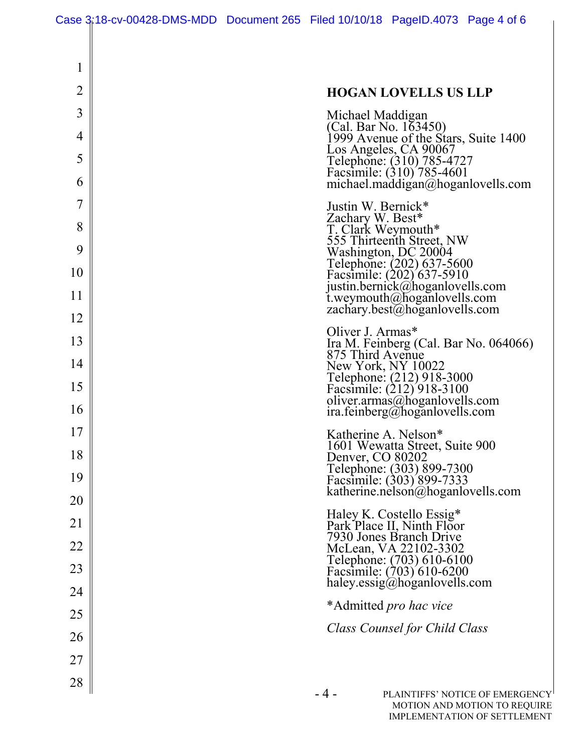**HOGAN LOVELLS US LLP**

Michael Maddigan
(Cal. Bar No. 163450)
1999 Avenue of the Stars, Suite 1400
Los Angeles, CA 90067
Telephone: (310) 785-4727
Facsimile: (310) 785-4601
michael.maddigan@hoganlovells.com

Justin W. Bernick*
Zachary W. Best*
T. Clark Weymouth*
555 Thirteenth Street, NW
Washington, DC 20004
Telephone: (202) 637-5600
Facsimile: (202) 637-5910
justin.bernick@hoganlovells.com
t.weymouth@hoganlovells.com
zachary.best@hoganlovells.com

Oliver J. Armas*
Ira M. Feinberg (Cal. Bar No. 064066)
875 Third Avenue
New York, NY 10022
Telephone: (212) 918-3000
Facsimile: (212) 918-3100
oliver.armas@hoganlovells.com
ira.feinberg@hoganlovells.com

Katherine A. Nelson*
1601 Wewatta Street, Suite 900
Denver, CO 80202
Telephone: (303) 899-7300
Facsimile: (303) 899-7333
katherine.nelson@hoganlovells.com

Haley K. Costello Essig*
Park Place II, Ninth Floor
7930 Jones Branch Drive
McLean, VA 22102-3302
Telephone: (703) 610-6100
Facsimile: (703) 610-6200
haley.essig@hoganlovells.com

*Admitted *pro hac vice*

*Class Counsel for Child Class*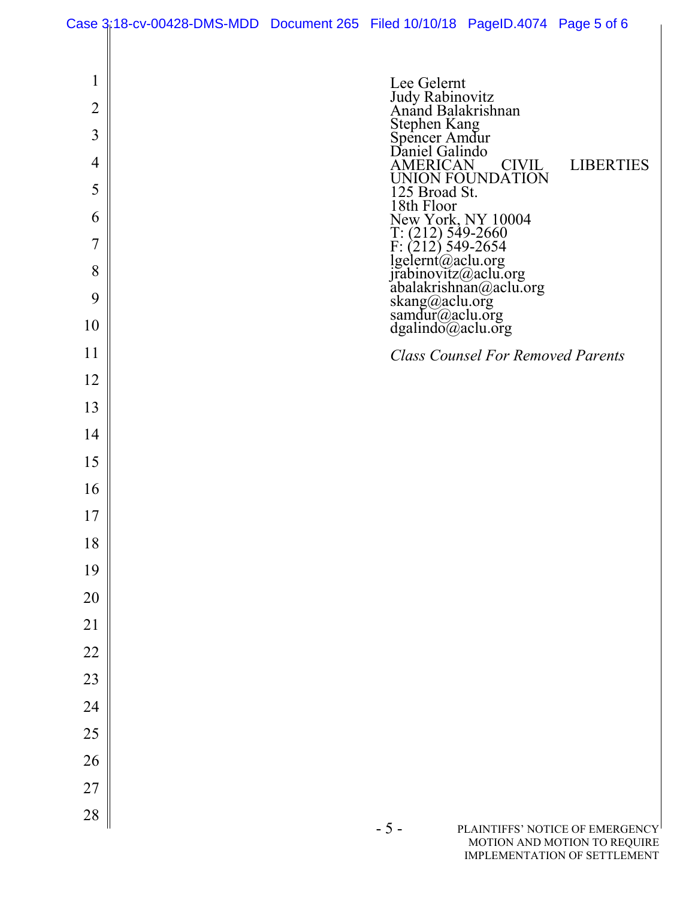Lee Gelernt
Judy Rabinovitz
Anand Balakrishnan
Stephen Kang
Spencer Amdur
Daniel Galindo
AMERICAN CIVIL LIBERTIES UNION FOUNDATION
125 Broad St.
18th Floor
New York, NY 10004
T: (212) 549-2660
F: (212) 549-2654
lgelernt@aclu.org
jrabinovitz@aclu.org
abalakrishnan@aclu.org
skang@aclu.org
samdur@aclu.org
dgalindo@aclu.org

*Class Counsel For Removed Parents*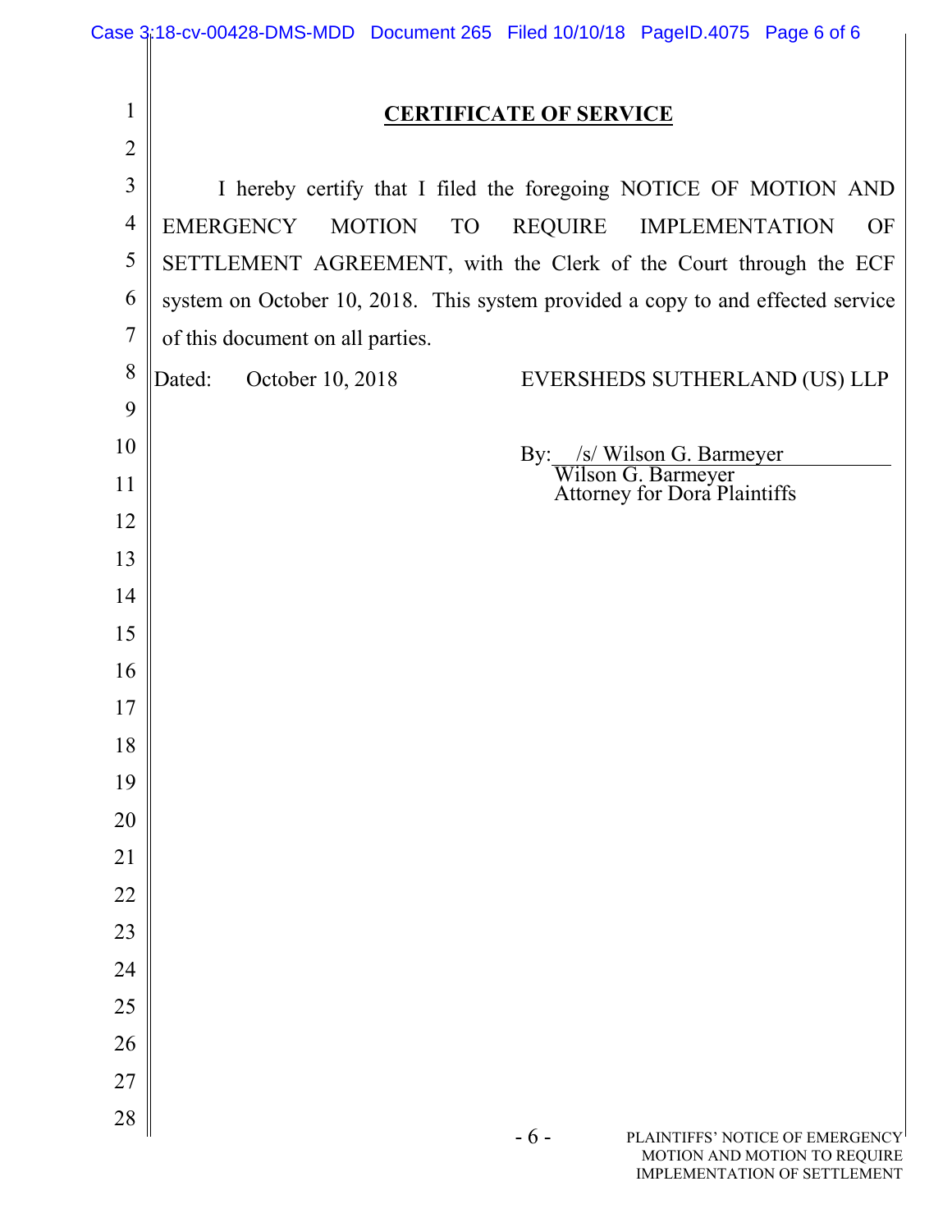## CERTIFICATE OF SERVICE

I hereby certify that I filed the foregoing NOTICE OF MOTION AND EMERGENCY MOTION TO REQUIRE IMPLEMENTATION OF SETTLEMENT AGREEMENT, with the Clerk of the Court through the ECF system on October 10, 2018. This system provided a copy to and effected service of this document on all parties.

Dated: October 10, 2018

EVERSHEDS SUTHERLAND (US) LLP

By: /s/ Wilson G. Barmeyer
Wilson G. Barmeyer
Attorney for Dora Plaintiffs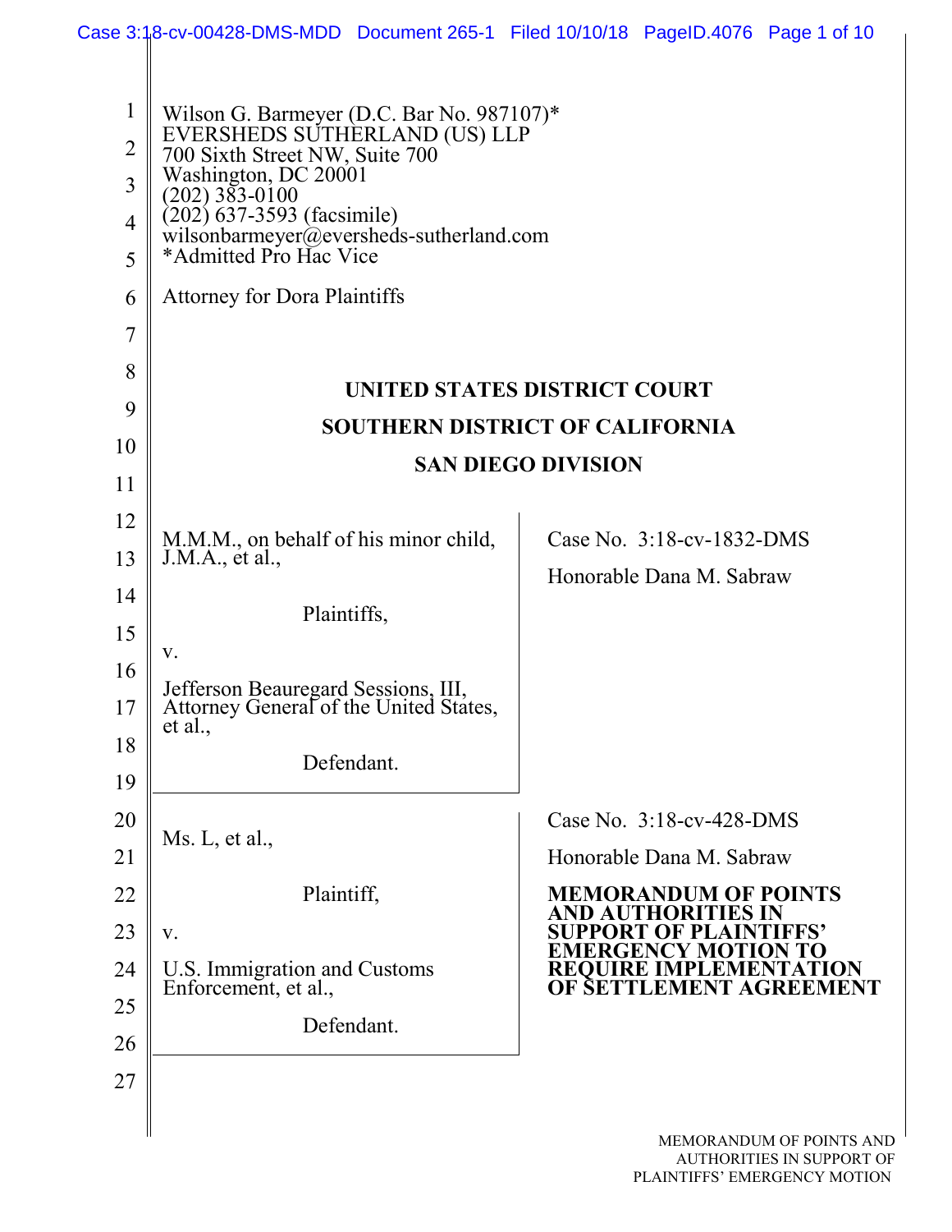Wilson G. Barmeyer (D.C. Bar No. 987107)*
EVERSHEDS SUTHERLAND (US) LLP
700 Sixth Street NW, Suite 700
Washington, DC 20001
(202) 383-0100
(202) 637-3593 (facsimile)
wilsonbarmeyer@eversheds-sutherland.com
*Admitted Pro Hac Vice

Attorney for Dora Plaintiffs

**UNITED STATES DISTRICT COURT**

**SOUTHERN DISTRICT OF CALIFORNIA**

**SAN DIEGO DIVISION**

| | |
|---|---|
| M.M.M., on behalf of his minor child, J.M.A., et al.,<br><br>Plaintiffs,<br><br>v.<br><br>Jefferson Beauregard Sessions, III, Attorney General of the United States, et al.,<br><br>Defendant. | Case No. 3:18-cv-1832-DMS<br><br>Honorable Dana M. Sabraw |
| Ms. L, et al.,<br><br>Plaintiff,<br><br>v.<br><br>U.S. Immigration and Customs Enforcement, et al.,<br><br>Defendant. | Case No. 3:18-cv-428-DMS<br><br>Honorable Dana M. Sabraw<br><br>**MEMORANDUM OF POINTS AND AUTHORITIES IN SUPPORT OF PLAINTIFFS' EMERGENCY MOTION TO REQUIRE IMPLEMENTATION OF SETTLEMENT AGREEMENT** |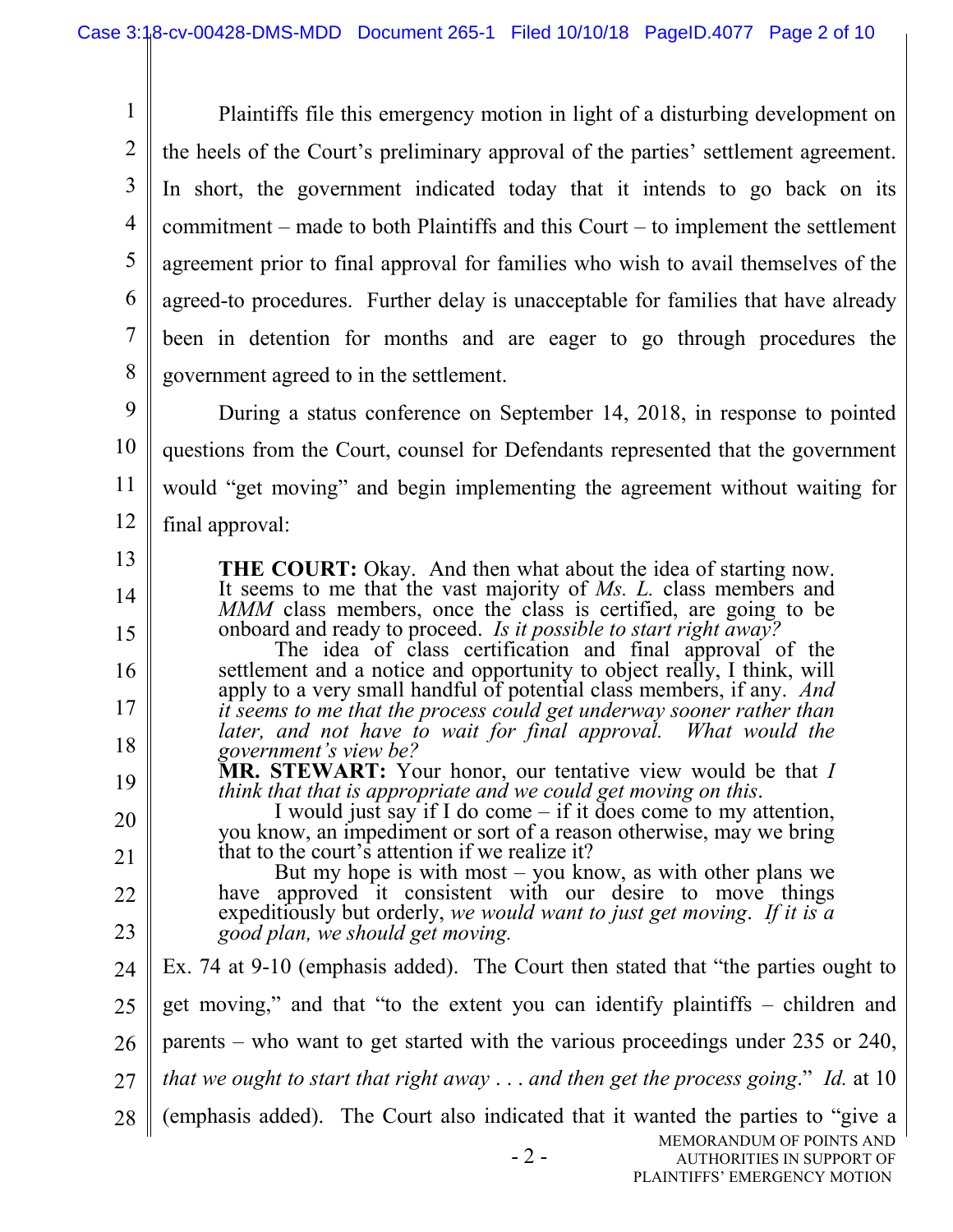Plaintiffs file this emergency motion in light of a disturbing development on the heels of the Court's preliminary approval of the parties' settlement agreement. In short, the government indicated today that it intends to go back on its commitment – made to both Plaintiffs and this Court – to implement the settlement agreement prior to final approval for families who wish to avail themselves of the agreed-to procedures. Further delay is unacceptable for families that have already been in detention for months and are eager to go through procedures the government agreed to in the settlement.

During a status conference on September 14, 2018, in response to pointed questions from the Court, counsel for Defendants represented that the government would "get moving" and begin implementing the agreement without waiting for final approval:

> **THE COURT:** Okay. And then what about the idea of starting now. It seems to me that the vast majority of *Ms. L.* class members and *MMM* class members, once the class is certified, are going to be onboard and ready to proceed. *Is it possible to start right away?*
>
> The idea of class certification and final approval of the settlement and a notice and opportunity to object really, I think, will apply to a very small handful of potential class members, if any. *And it seems to me that the process could get underway sooner rather than later, and not have to wait for final approval. What would the government's view be?*
>
> **MR. STEWART:** Your honor, our tentative view would be that *I think that that is appropriate and we could get moving on this*.
>
> I would just say if I do come – if it does come to my attention, you know, an impediment or sort of a reason otherwise, may we bring that to the court's attention if we realize it?
>
> But my hope is with most – you know, as with other plans we have approved it consistent with our desire to move things expeditiously but orderly, *we would want to just get moving. If it is a good plan, we should get moving.*

Ex. 74 at 9-10 (emphasis added). The Court then stated that "the parties ought to get moving," and that "to the extent you can identify plaintiffs – children and parents – who want to get started with the various proceedings under 235 or 240, *that we ought to start that right away . . . and then get the process going*." *Id.* at 10 (emphasis added). The Court also indicated that it wanted the parties to "give a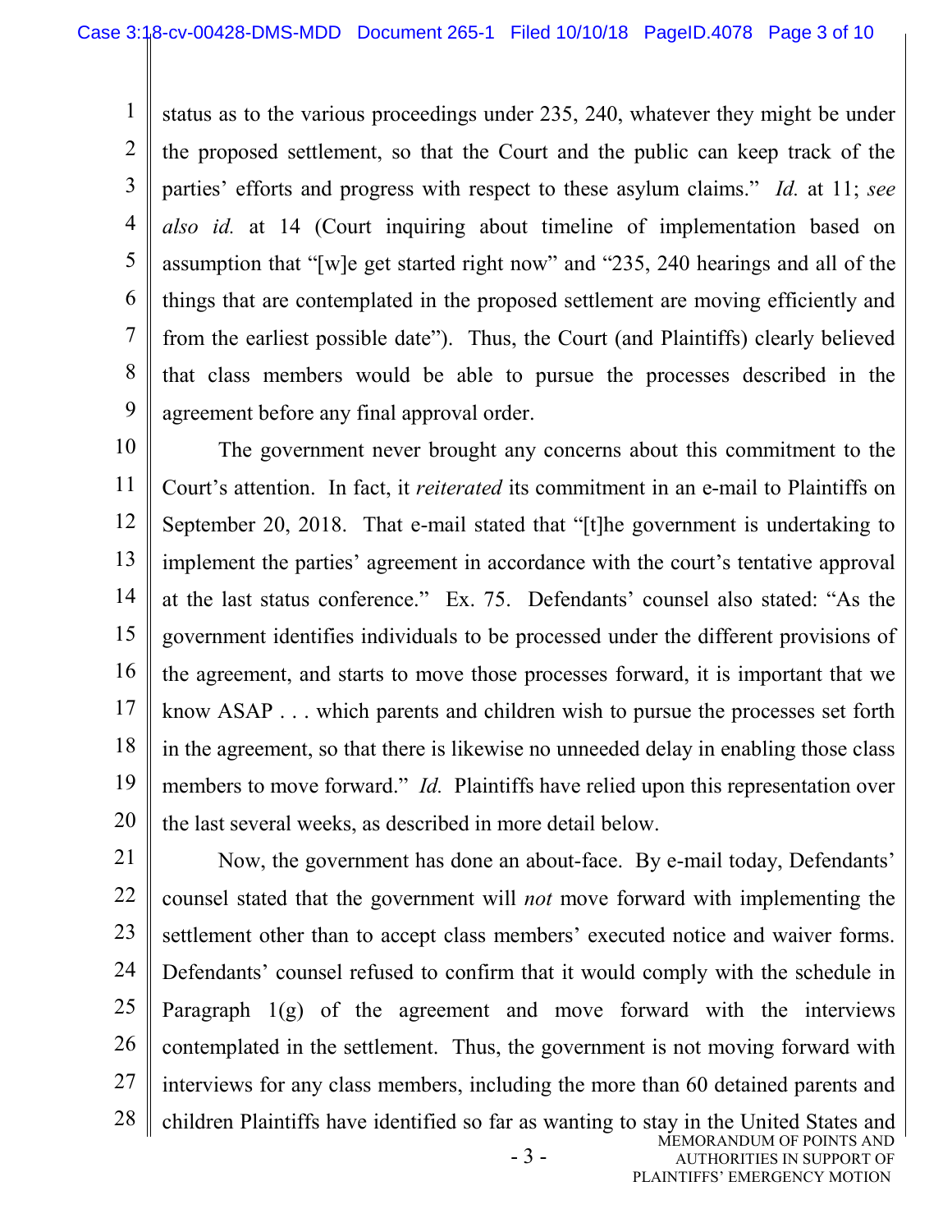status as to the various proceedings under 235, 240, whatever they might be under the proposed settlement, so that the Court and the public can keep track of the parties' efforts and progress with respect to these asylum claims." *Id.* at 11; *see also id.* at 14 (Court inquiring about timeline of implementation based on assumption that "[w]e get started right now" and "235, 240 hearings and all of the things that are contemplated in the proposed settlement are moving efficiently and from the earliest possible date"). Thus, the Court (and Plaintiffs) clearly believed that class members would be able to pursue the processes described in the agreement before any final approval order.

The government never brought any concerns about this commitment to the Court's attention. In fact, it *reiterated* its commitment in an e-mail to Plaintiffs on September 20, 2018. That e-mail stated that "[t]he government is undertaking to implement the parties' agreement in accordance with the court's tentative approval at the last status conference." Ex. 75. Defendants' counsel also stated: "As the government identifies individuals to be processed under the different provisions of the agreement, and starts to move those processes forward, it is important that we know ASAP . . . which parents and children wish to pursue the processes set forth in the agreement, so that there is likewise no unneeded delay in enabling those class members to move forward." *Id.* Plaintiffs have relied upon this representation over the last several weeks, as described in more detail below.

Now, the government has done an about-face. By e-mail today, Defendants' counsel stated that the government will *not* move forward with implementing the settlement other than to accept class members' executed notice and waiver forms. Defendants' counsel refused to confirm that it would comply with the schedule in Paragraph 1(g) of the agreement and move forward with the interviews contemplated in the settlement. Thus, the government is not moving forward with interviews for any class members, including the more than 60 detained parents and children Plaintiffs have identified so far as wanting to stay in the United States and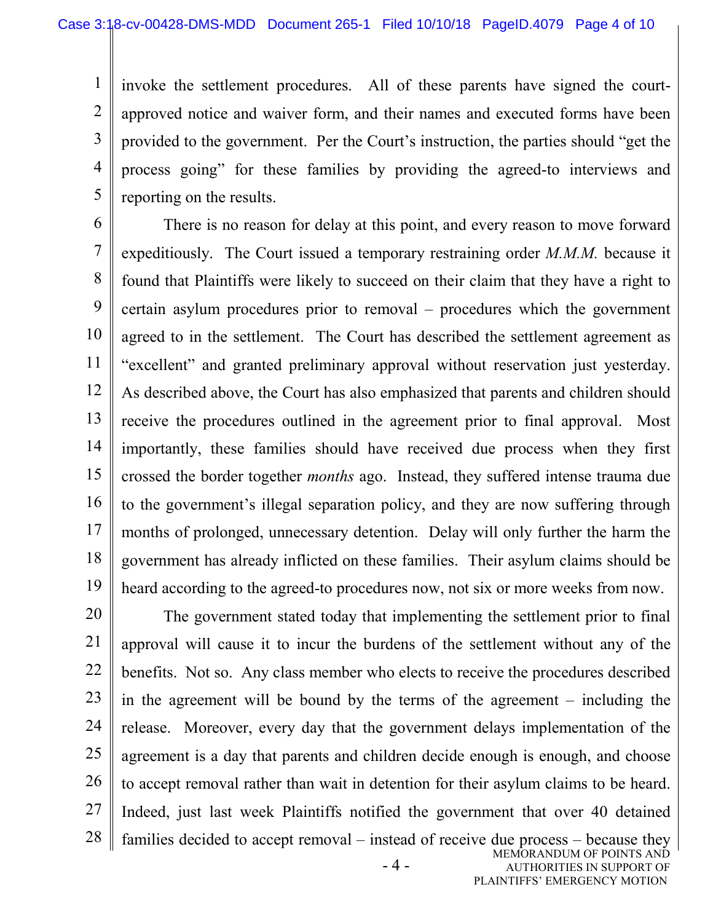invoke the settlement procedures. All of these parents have signed the court-approved notice and waiver form, and their names and executed forms have been provided to the government. Per the Court's instruction, the parties should "get the process going" for these families by providing the agreed-to interviews and reporting on the results.

There is no reason for delay at this point, and every reason to move forward expeditiously. The Court issued a temporary restraining order *M.M.M.* because it found that Plaintiffs were likely to succeed on their claim that they have a right to certain asylum procedures prior to removal – procedures which the government agreed to in the settlement. The Court has described the settlement agreement as "excellent" and granted preliminary approval without reservation just yesterday. As described above, the Court has also emphasized that parents and children should receive the procedures outlined in the agreement prior to final approval. Most importantly, these families should have received due process when they first crossed the border together *months* ago. Instead, they suffered intense trauma due to the government's illegal separation policy, and they are now suffering through months of prolonged, unnecessary detention. Delay will only further the harm the government has already inflicted on these families. Their asylum claims should be heard according to the agreed-to procedures now, not six or more weeks from now.

The government stated today that implementing the settlement prior to final approval will cause it to incur the burdens of the settlement without any of the benefits. Not so. Any class member who elects to receive the procedures described in the agreement will be bound by the terms of the agreement – including the release. Moreover, every day that the government delays implementation of the agreement is a day that parents and children decide enough is enough, and choose to accept removal rather than wait in detention for their asylum claims to be heard. Indeed, just last week Plaintiffs notified the government that over 40 detained families decided to accept removal – instead of receive due process – because they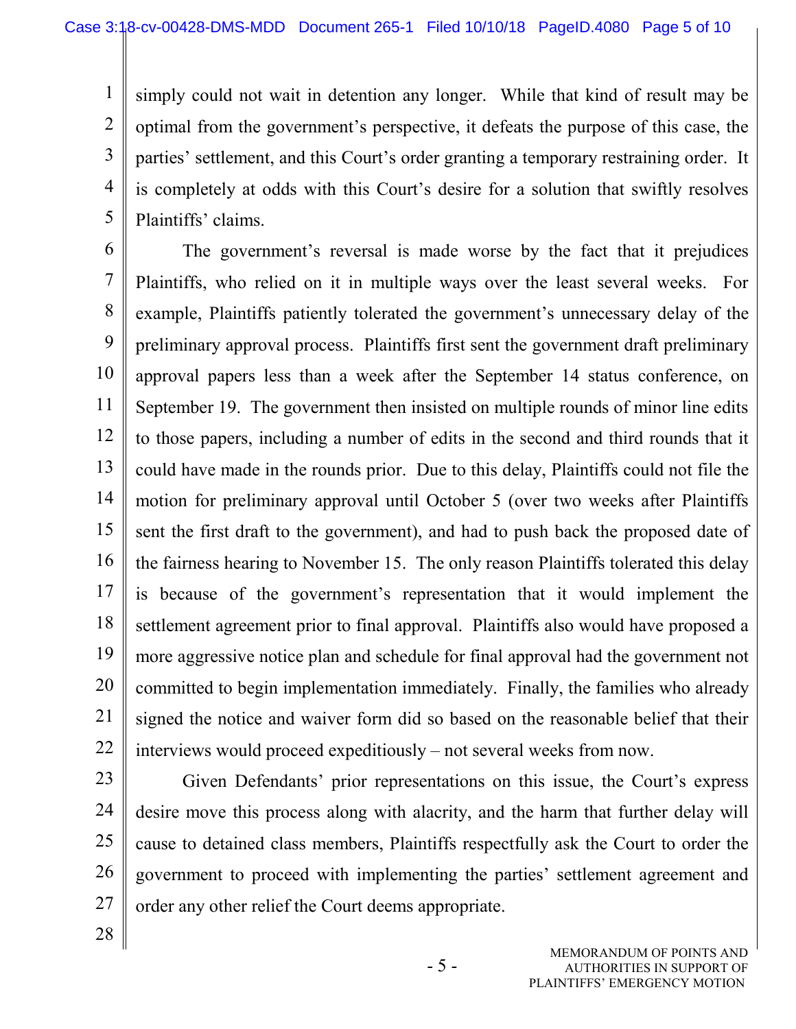simply could not wait in detention any longer. While that kind of result may be optimal from the government's perspective, it defeats the purpose of this case, the parties' settlement, and this Court's order granting a temporary restraining order. It is completely at odds with this Court's desire for a solution that swiftly resolves Plaintiffs' claims.

The government's reversal is made worse by the fact that it prejudices Plaintiffs, who relied on it in multiple ways over the least several weeks. For example, Plaintiffs patiently tolerated the government's unnecessary delay of the preliminary approval process. Plaintiffs first sent the government draft preliminary approval papers less than a week after the September 14 status conference, on September 19. The government then insisted on multiple rounds of minor line edits to those papers, including a number of edits in the second and third rounds that it could have made in the rounds prior. Due to this delay, Plaintiffs could not file the motion for preliminary approval until October 5 (over two weeks after Plaintiffs sent the first draft to the government), and had to push back the proposed date of the fairness hearing to November 15. The only reason Plaintiffs tolerated this delay is because of the government's representation that it would implement the settlement agreement prior to final approval. Plaintiffs also would have proposed a more aggressive notice plan and schedule for final approval had the government not committed to begin implementation immediately. Finally, the families who already signed the notice and waiver form did so based on the reasonable belief that their interviews would proceed expeditiously – not several weeks from now.

Given Defendants' prior representations on this issue, the Court's express desire move this process along with alacrity, and the harm that further delay will cause to detained class members, Plaintiffs respectfully ask the Court to order the government to proceed with implementing the parties' settlement agreement and order any other relief the Court deems appropriate.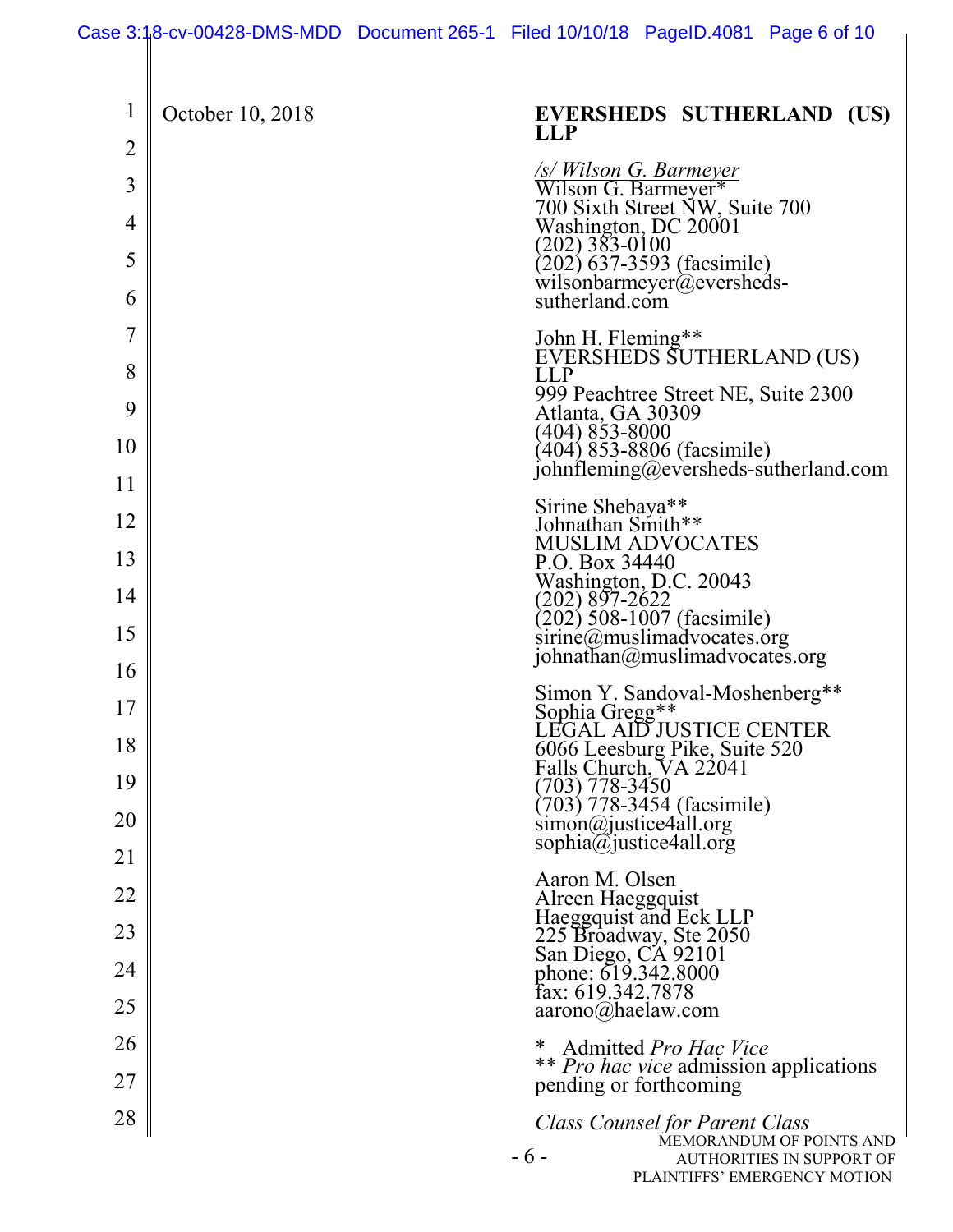October 10, 2018

**EVERSHEDS SUTHERLAND (US) LLP**

*/s/ Wilson G. Barmeyer*
Wilson G. Barmeyer*
700 Sixth Street NW, Suite 700
Washington, DC 20001
(202) 383-0100
(202) 637-3593 (facsimile)
wilsonbarmeyer@eversheds-sutherland.com

John H. Fleming**
EVERSHEDS SUTHERLAND (US) LLP
999 Peachtree Street NE, Suite 2300
Atlanta, GA 30309
(404) 853-8000
(404) 853-8806 (facsimile)
johnfleming@eversheds-sutherland.com

Sirine Shebaya**
Johnathan Smith**
MUSLIM ADVOCATES
P.O. Box 34440
Washington, D.C. 20043
(202) 897-2622
(202) 508-1007 (facsimile)
sirine@muslimadvocates.org
johnathan@muslimadvocates.org

Simon Y. Sandoval-Moshenberg**
Sophia Gregg**
LEGAL AID JUSTICE CENTER
6066 Leesburg Pike, Suite 520
Falls Church, VA 22041
(703) 778-3450
(703) 778-3454 (facsimile)
simon@justice4all.org
sophia@justice4all.org

Aaron M. Olsen
Alreen Haeggquist
Haeggquist and Eck LLP
225 Broadway, Ste 2050
San Diego, CA 92101
phone: 619.342.8000
fax: 619.342.7878
aarono@haelaw.com

\* Admitted *Pro Hac Vice*
\*\* *Pro hac vice* admission applications pending or forthcoming

*Class Counsel for Parent Class*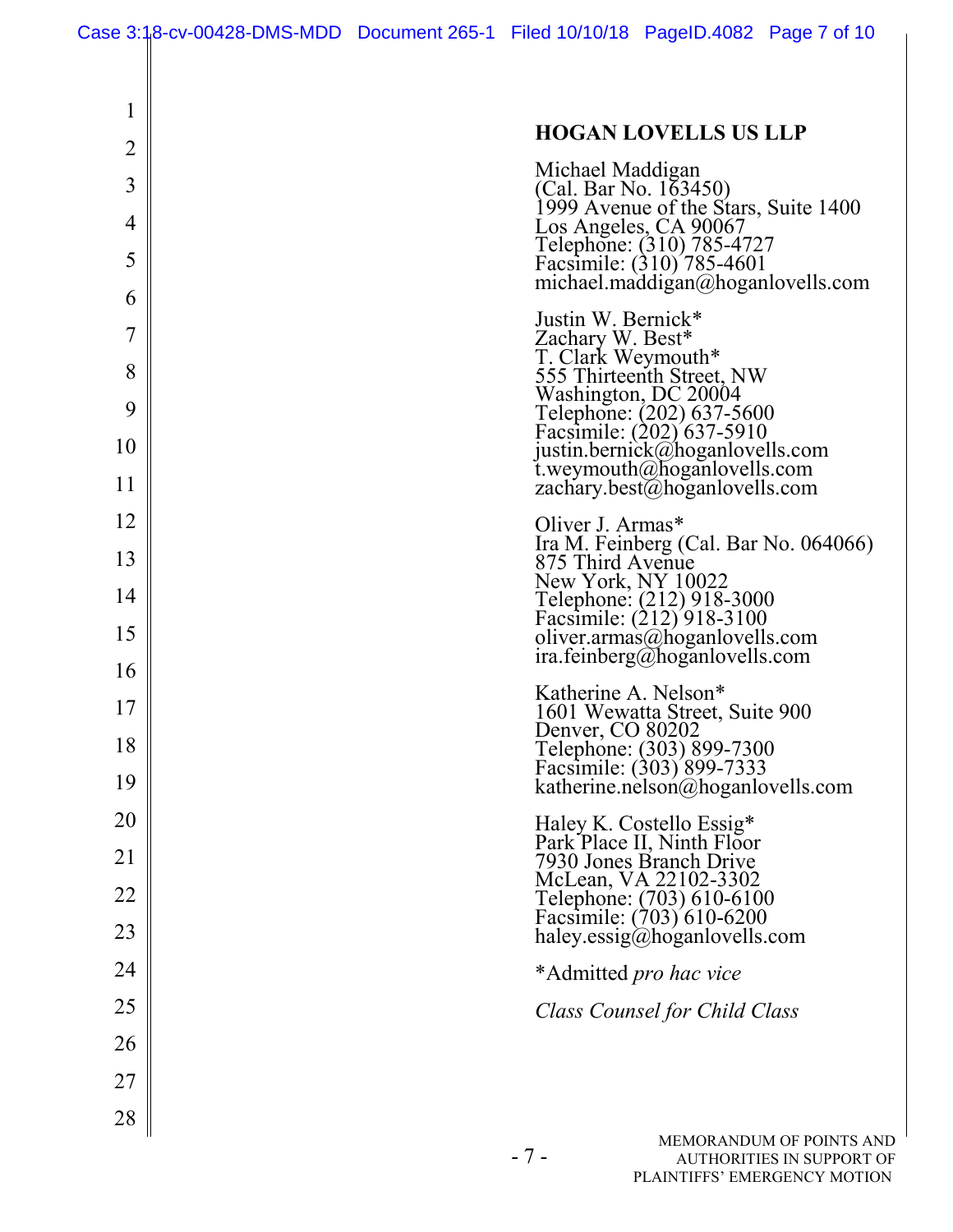**HOGAN LOVELLS US LLP**

Michael Maddigan
(Cal. Bar No. 163450)
1999 Avenue of the Stars, Suite 1400
Los Angeles, CA 90067
Telephone: (310) 785-4727
Facsimile: (310) 785-4601
michael.maddigan@hoganlovells.com

Justin W. Bernick*
Zachary W. Best*
T. Clark Weymouth*
555 Thirteenth Street, NW
Washington, DC 20004
Telephone: (202) 637-5600
Facsimile: (202) 637-5910
justin.bernick@hoganlovells.com
t.weymouth@hoganlovells.com
zachary.best@hoganlovells.com

Oliver J. Armas*
Ira M. Feinberg (Cal. Bar No. 064066)
875 Third Avenue
New York, NY 10022
Telephone: (212) 918-3000
Facsimile: (212) 918-3100
oliver.armas@hoganlovells.com
ira.feinberg@hoganlovells.com

Katherine A. Nelson*
1601 Wewatta Street, Suite 900
Denver, CO 80202
Telephone: (303) 899-7300
Facsimile: (303) 899-7333
katherine.nelson@hoganlovells.com

Haley K. Costello Essig*
Park Place II, Ninth Floor
7930 Jones Branch Drive
McLean, VA 22102-3302
Telephone: (703) 610-6100
Facsimile: (703) 610-6200
haley.essig@hoganlovells.com

*Admitted *pro hac vice*

*Class Counsel for Child Class*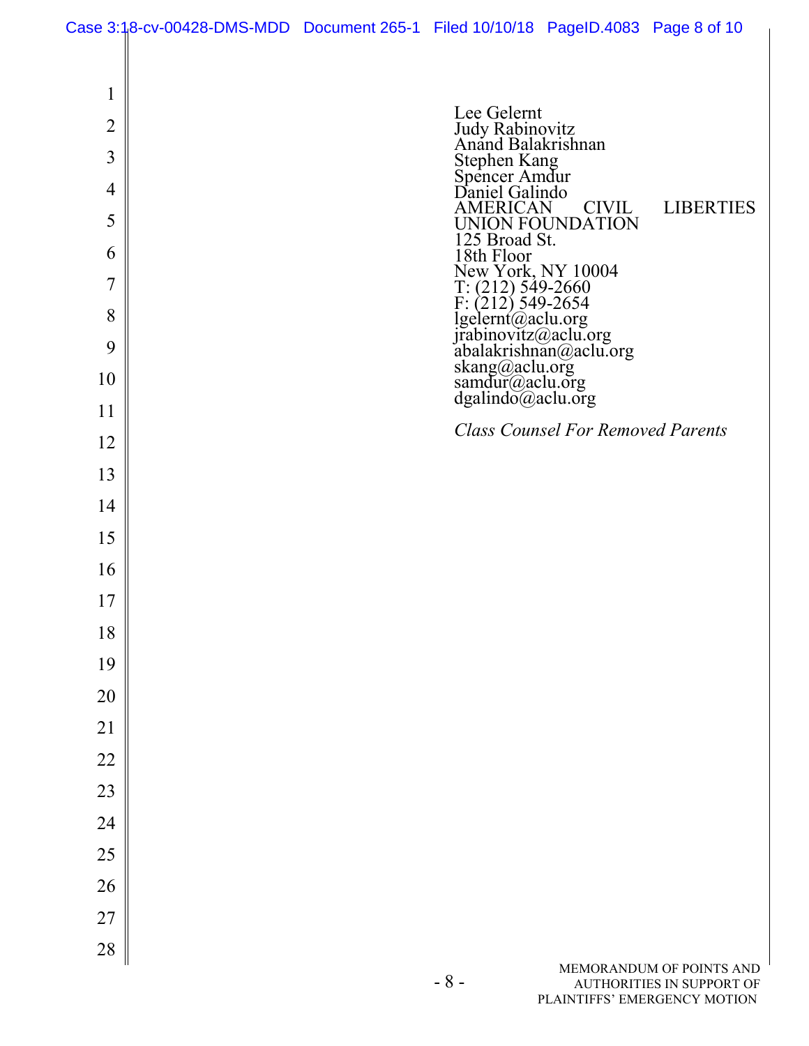Lee Gelernt
Judy Rabinovitz
Anand Balakrishnan
Stephen Kang
Spencer Amdur
Daniel Galindo
AMERICAN CIVIL LIBERTIES UNION FOUNDATION
125 Broad St.
18th Floor
New York, NY 10004
T: (212) 549-2660
F: (212) 549-2654
lgelernt@aclu.org
jrabinovitz@aclu.org
abalakrishnan@aclu.org
skang@aclu.org
samdur@aclu.org
dgalindo@aclu.org

*Class Counsel For Removed Parents*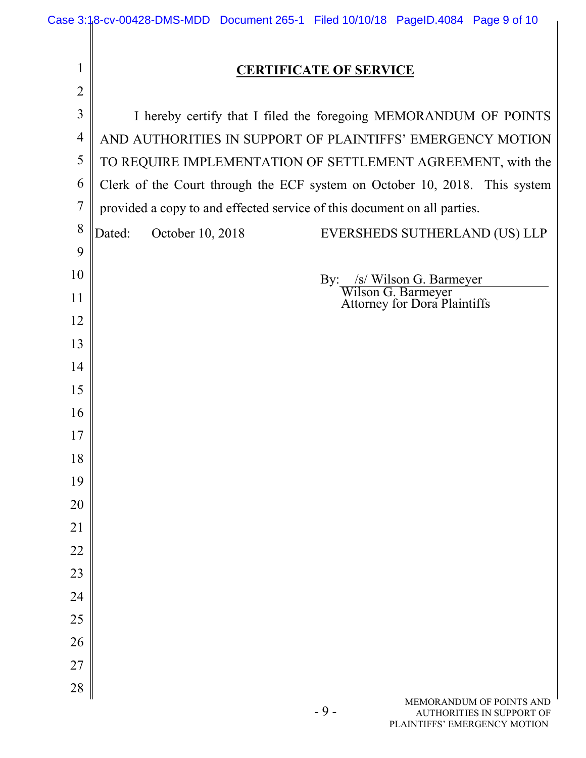# CERTIFICATE OF SERVICE

I hereby certify that I filed the foregoing MEMORANDUM OF POINTS AND AUTHORITIES IN SUPPORT OF PLAINTIFFS' EMERGENCY MOTION TO REQUIRE IMPLEMENTATION OF SETTLEMENT AGREEMENT, with the Clerk of the Court through the ECF system on October 10, 2018. This system provided a copy to and effected service of this document on all parties.

Dated: October 10, 2018

EVERSHEDS SUTHERLAND (US) LLP

By: /s/ Wilson G. Barmeyer
Wilson G. Barmeyer
Attorney for Dora Plaintiffs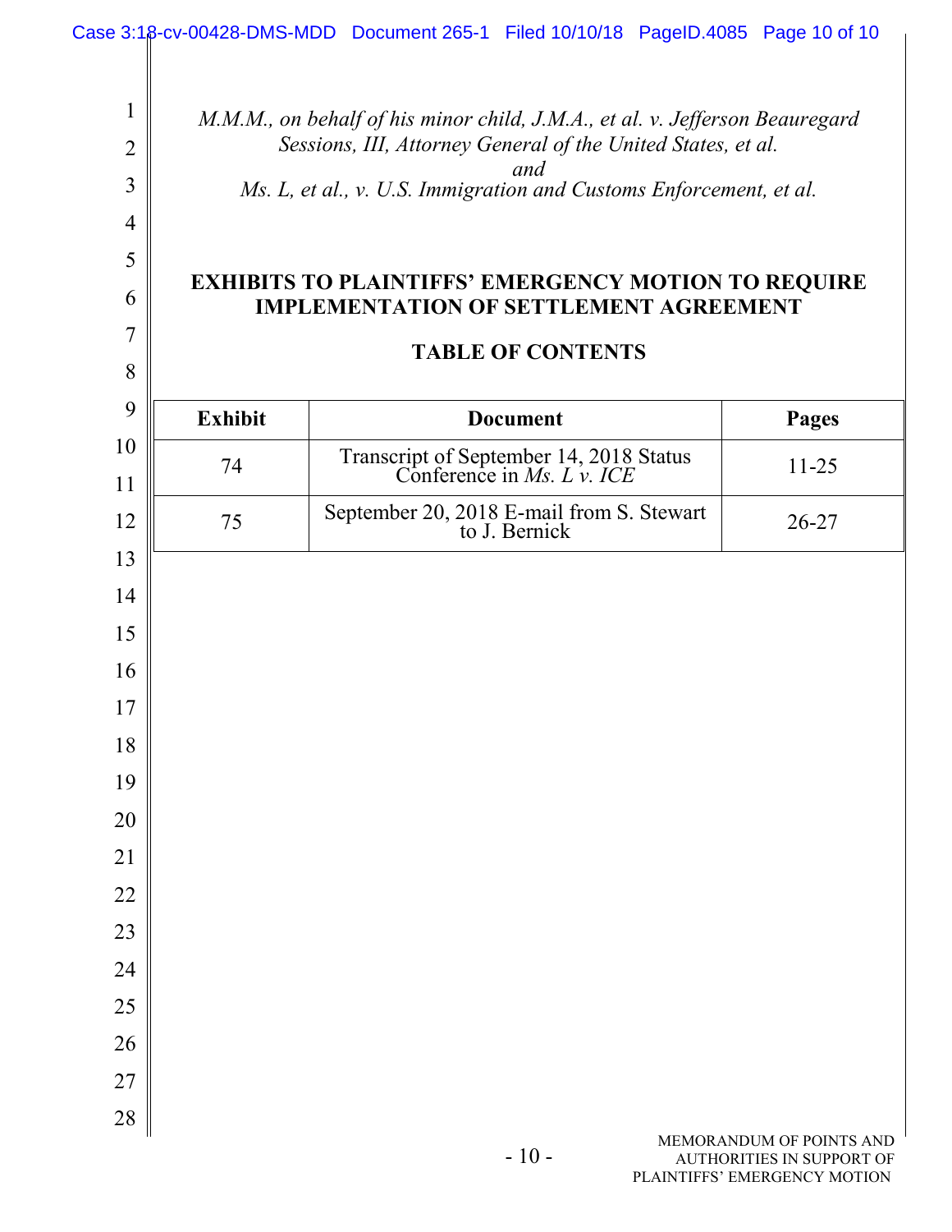*M.M.M., on behalf of his minor child, J.M.A., et al. v. Jefferson Beauregard Sessions, III, Attorney General of the United States, et al.*
*and*
*Ms. L, et al., v. U.S. Immigration and Customs Enforcement, et al.*

## EXHIBITS TO PLAINTIFFS' EMERGENCY MOTION TO REQUIRE IMPLEMENTATION OF SETTLEMENT AGREEMENT

### TABLE OF CONTENTS

| Exhibit | Document | Pages |
|---|---|---|
| 74 | Transcript of September 14, 2018 Status Conference in *Ms. L v. ICE* | 11-25 |
| 75 | September 20, 2018 E-mail from S. Stewart to J. Bernick | 26-27 |